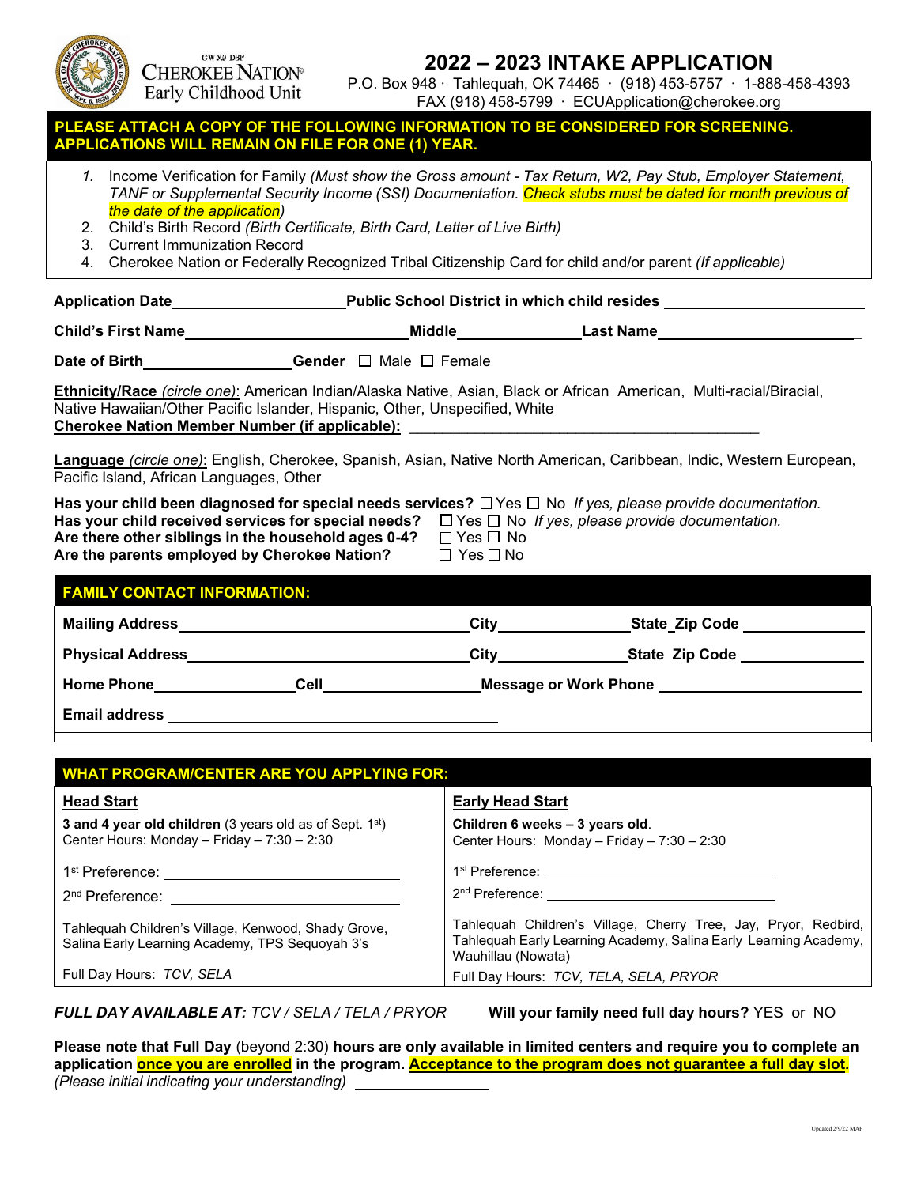GWY DBP
CHEROKEE NATION®
Early Childhood Unit

# 2022 – 2023 INTAKE APPLICATION

P.O. Box 948 · Tahlequah, OK 74465 · (918) 453-5757 · 1-888-458-4393
FAX (918) 458-5799 · ECUApplication@cherokee.org

**PLEASE ATTACH A COPY OF THE FOLLOWING INFORMATION TO BE CONSIDERED FOR SCREENING. APPLICATIONS WILL REMAIN ON FILE FOR ONE (1) YEAR.**

1. Income Verification for Family *(Must show the Gross amount - Tax Return, W2, Pay Stub, Employer Statement, TANF or Supplemental Security Income (SSI) Documentation. Check stubs must be dated for month previous of the date of the application)*
2. Child's Birth Record *(Birth Certificate, Birth Card, Letter of Live Birth)*
3. Current Immunization Record
4. Cherokee Nation or Federally Recognized Tribal Citizenship Card for child and/or parent *(If applicable)*

**Application Date**____________________ **Public School District in which child resides** ________________________

**Child's First Name**__________________________ **Middle**______________ **Last Name**________________________

**Date of Birth**__________________ **Gender** ☐ Male ☐ Female

**Ethnicity/Race** *(circle one)*: American Indian/Alaska Native, Asian, Black or African American, Multi-racial/Biracial, Native Hawaiian/Other Pacific Islander, Hispanic, Other, Unspecified, White

**Cherokee Nation Member Number (if applicable):** ___________________________________________

**Language** *(circle one)*: English, Cherokee, Spanish, Asian, Native North American, Caribbean, Indic, Western European, Pacific Island, African Languages, Other

**Has your child been diagnosed for special needs services?** ☐ Yes ☐ No *If yes, please provide documentation.*
**Has your child received services for special needs?** ☐ Yes ☐ No *If yes, please provide documentation.*
**Are there other siblings in the household ages 0-4?** ☐ Yes ☐ No
**Are the parents employed by Cherokee Nation?** ☐ Yes ☐ No

## FAMILY CONTACT INFORMATION:

**Mailing Address**__________________________________ **City**_______________ **State Zip Code** _______________

**Physical Address**_________________________________ **City**_______________ **State Zip Code** _______________

**Home Phone**________________ **Cell**__________________ **Message or Work Phone** ________________________

**Email address** ________________________________________

## WHAT PROGRAM/CENTER ARE YOU APPLYING FOR:

| **Head Start** | **Early Head Start** |
|---|---|
| **3 and 4 year old children** (3 years old as of Sept. 1st) Center Hours: Monday – Friday – 7:30 – 2:30 | **Children 6 weeks – 3 years old**. Center Hours: Monday – Friday – 7:30 – 2:30 |
| 1st Preference: ____________________ | 1st Preference: ____________________ |
| 2nd Preference: ____________________ | 2nd Preference: ____________________ |
| Tahlequah Children's Village, Kenwood, Shady Grove, Salina Early Learning Academy, TPS Sequoyah 3's | Tahlequah Children's Village, Cherry Tree, Jay, Pryor, Redbird, Tahlequah Early Learning Academy, Salina Early Learning Academy, Wauhillau (Nowata) |
| Full Day Hours: *TCV, SELA* | Full Day Hours: *TCV, TELA, SELA, PRYOR* |

***FULL DAY AVAILABLE AT:*** *TCV / SELA / TELA / PRYOR* **Will your family need full day hours?** YES or NO

**Please note that Full Day** (beyond 2:30) **hours are only available in limited centers and require you to complete an application once you are enrolled in the program. Acceptance to the program does not guarantee a full day slot.**
*(Please initial indicating your understanding)* ______________

Updated 2/9/22 MAP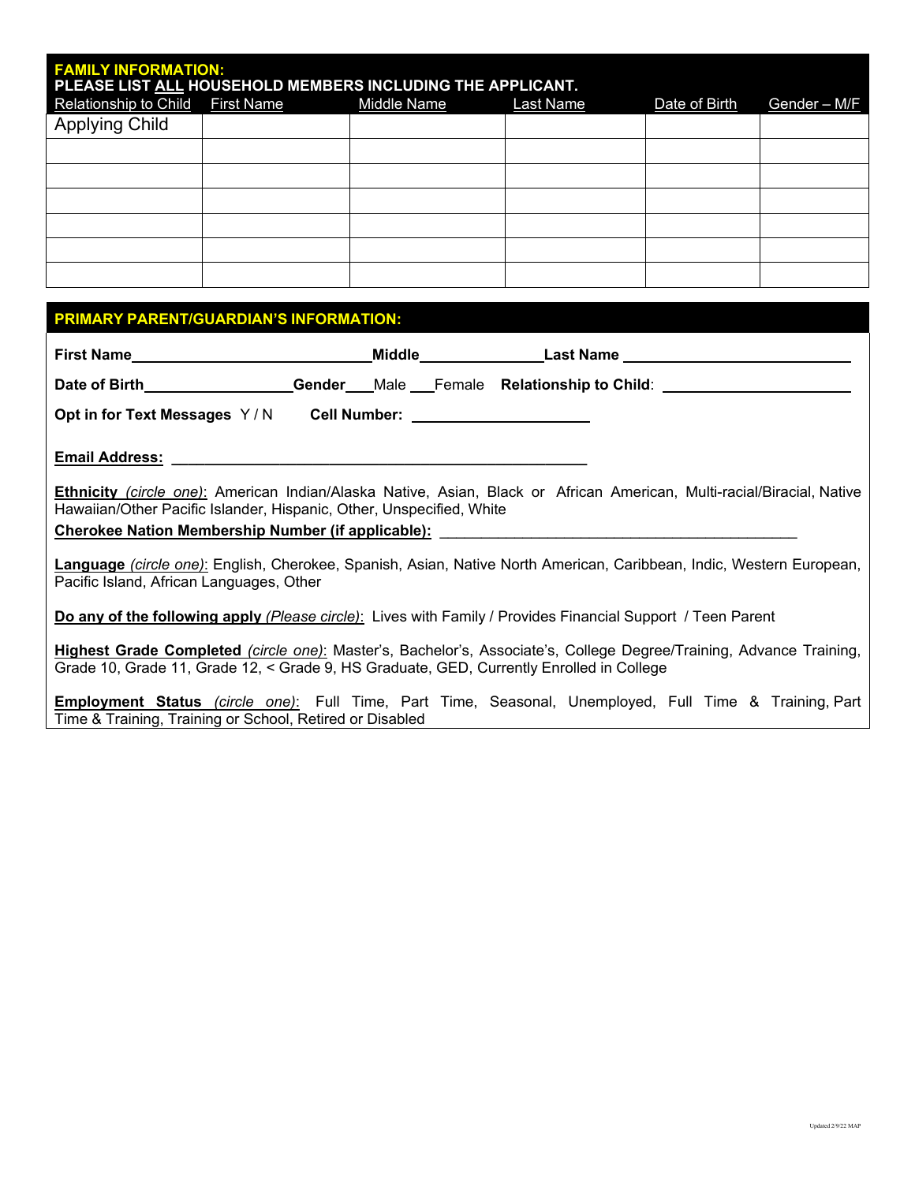## FAMILY INFORMATION:

**PLEASE LIST ALL HOUSEHOLD MEMBERS INCLUDING THE APPLICANT.**

| Relationship to Child | First Name | Middle Name | Last Name | Date of Birth | Gender – M/F |
|---|---|---|---|---|---|
| Applying Child | | | | | |
| | | | | | |
| | | | | | |
| | | | | | |
| | | | | | |
| | | | | | |
| | | | | | |

## PRIMARY PARENT/GUARDIAN'S INFORMATION:

**First Name**\_\_\_\_\_\_\_\_\_\_\_\_\_\_\_\_\_\_\_\_\_\_\_\_\_\_\_\_\_\_**Middle**\_\_\_\_\_\_\_\_\_\_\_\_\_\_\_\_**Last Name** \_\_\_\_\_\_\_\_\_\_\_\_\_\_\_\_\_\_\_\_\_\_\_\_\_\_\_\_\_\_

**Date of Birth**\_\_\_\_\_\_\_\_\_\_\_\_\_\_\_\_\_\_\_**Gender**\_\_\_Male \_\_\_Female **Relationship to Child**: \_\_\_\_\_\_\_\_\_\_\_\_\_\_\_\_\_\_\_\_\_\_\_\_\_\_

**Opt in for Text Messages** Y / N **Cell Number:** \_\_\_\_\_\_\_\_\_\_\_\_\_\_\_\_\_\_\_\_\_\_\_\_

**Email Address:** \_\_\_\_\_\_\_\_\_\_\_\_\_\_\_\_\_\_\_\_\_\_\_\_\_\_\_\_\_\_\_\_\_\_\_\_\_\_\_\_\_\_\_\_\_\_\_\_\_\_\_\_\_\_\_\_

**Ethnicity** *(circle one)*: American Indian/Alaska Native, Asian, Black or African American, Multi-racial/Biracial, Native Hawaiian/Other Pacific Islander, Hispanic, Other, Unspecified, White

**Cherokee Nation Membership Number (if applicable):** \_\_\_\_\_\_\_\_\_\_\_\_\_\_\_\_\_\_\_\_\_\_\_\_\_\_\_\_\_\_\_\_\_\_\_\_\_\_\_\_\_\_\_\_\_\_\_\_

**Language** *(circle one)*: English, Cherokee, Spanish, Asian, Native North American, Caribbean, Indic, Western European, Pacific Island, African Languages, Other

**Do any of the following apply** *(Please circle)*: Lives with Family / Provides Financial Support / Teen Parent

**Highest Grade Completed** *(circle one)*: Master's, Bachelor's, Associate's, College Degree/Training, Advance Training, Grade 10, Grade 11, Grade 12, < Grade 9, HS Graduate, GED, Currently Enrolled in College

**Employment Status** *(circle one)*: Full Time, Part Time, Seasonal, Unemployed, Full Time & Training, Part Time & Training, Training or School, Retired or Disabled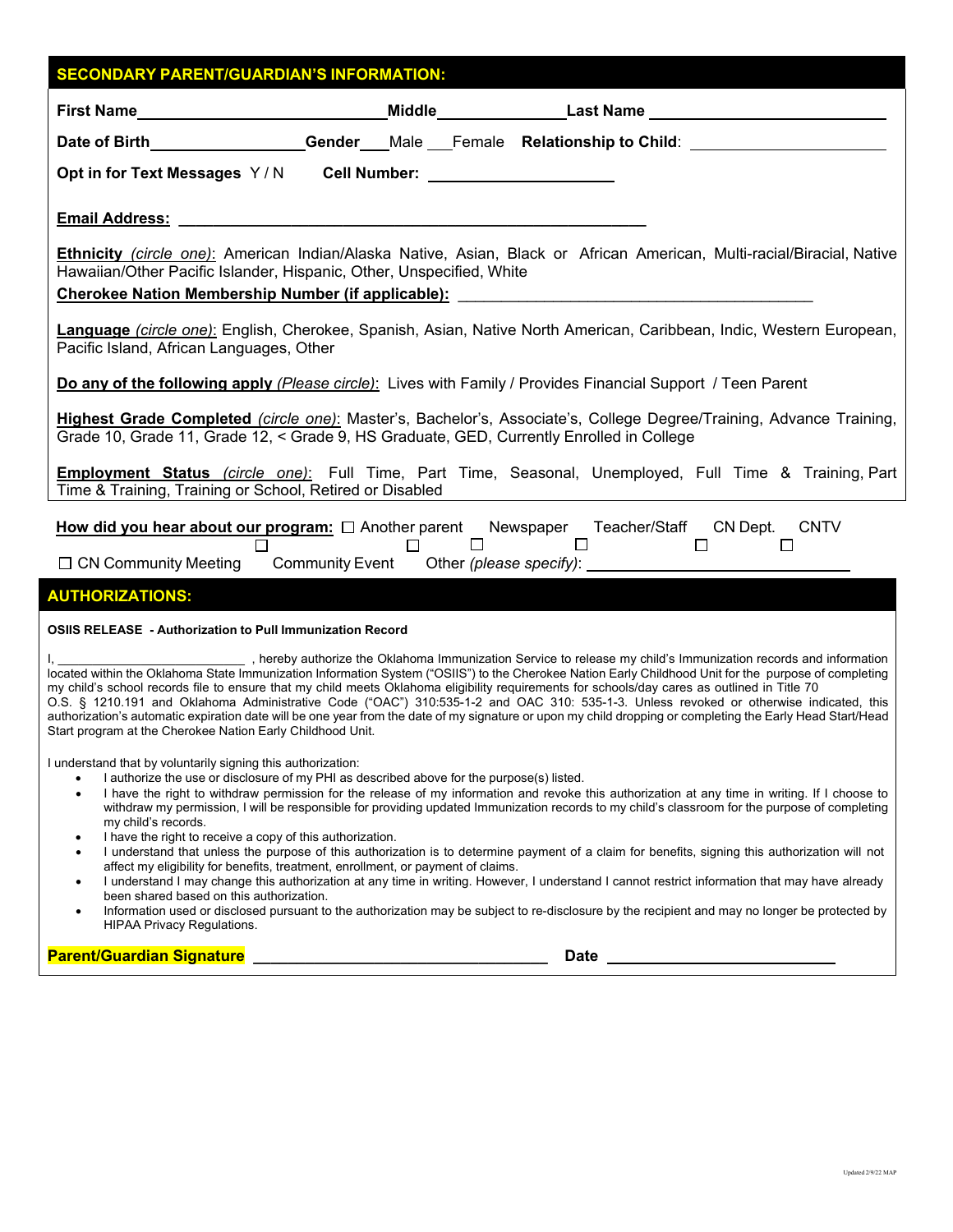## SECONDARY PARENT/GUARDIAN'S INFORMATION:

**First Name**\_\_\_\_\_\_\_\_\_\_\_\_\_\_\_\_\_\_\_\_\_\_\_\_\_\_\_\_\_\_ **Middle**\_\_\_\_\_\_\_\_\_\_\_\_\_\_\_ **Last Name** \_\_\_\_\_\_\_\_\_\_\_\_\_\_\_\_\_\_\_\_\_\_\_\_\_\_\_\_\_\_

**Date of Birth**\_\_\_\_\_\_\_\_\_\_\_\_\_\_\_\_\_\_\_ **Gender**\_\_\_Male \_\_\_Female **Relationship to Child**: \_\_\_\_\_\_\_\_\_\_\_\_\_\_\_\_\_\_\_\_\_\_\_

**Opt in for Text Messages** Y / N **Cell Number:** \_\_\_\_\_\_\_\_\_\_\_\_\_\_\_\_\_\_\_\_\_\_

**Email Address:** \_\_\_\_\_\_\_\_\_\_\_\_\_\_\_\_\_\_\_\_\_\_\_\_\_\_\_\_\_\_\_\_\_\_\_\_\_\_\_\_\_\_\_\_\_\_\_\_\_\_\_\_\_\_\_\_\_\_

**Ethnicity** *(circle one)*: American Indian/Alaska Native, Asian, Black or African American, Multi-racial/Biracial, Native Hawaiian/Other Pacific Islander, Hispanic, Other, Unspecified, White

**Cherokee Nation Membership Number (if applicable):** \_\_\_\_\_\_\_\_\_\_\_\_\_\_\_\_\_\_\_\_\_\_\_\_\_\_\_\_\_\_\_\_\_\_\_\_\_\_\_\_\_\_\_\_

**Language** *(circle one)*: English, Cherokee, Spanish, Asian, Native North American, Caribbean, Indic, Western European, Pacific Island, African Languages, Other

**Do any of the following apply** *(Please circle)*: Lives with Family / Provides Financial Support / Teen Parent

**Highest Grade Completed** *(circle one)*: Master's, Bachelor's, Associate's, College Degree/Training, Advance Training, Grade 10, Grade 11, Grade 12, < Grade 9, HS Graduate, GED, Currently Enrolled in College

**Employment Status** *(circle one)*: Full Time, Part Time, Seasonal, Unemployed, Full Time & Training, Part Time & Training, Training or School, Retired or Disabled

**How did you hear about our program:** ☐ Another parent ☐ Newspaper ☐ Teacher/Staff ☐ CN Dept. ☐ CNTV ☐ CN Community Meeting ☐ Community Event ☐ Other *(please specify)*: \_\_\_\_\_\_\_\_\_\_\_\_\_\_\_\_\_\_\_\_\_\_\_\_\_\_\_\_\_\_\_\_

## AUTHORIZATIONS:

**OSIIS RELEASE - Authorization to Pull Immunization Record**

I, \_\_\_\_\_\_\_\_\_\_\_\_\_\_\_\_\_\_\_\_\_\_\_\_\_\_\_\_ , hereby authorize the Oklahoma Immunization Service to release my child's Immunization records and information located within the Oklahoma State Immunization Information System ("OSIIS") to the Cherokee Nation Early Childhood Unit for the purpose of completing my child's school records file to ensure that my child meets Oklahoma eligibility requirements for schools/day cares as outlined in Title 70 O.S. § 1210.191 and Oklahoma Administrative Code ("OAC") 310:535-1-2 and OAC 310: 535-1-3. Unless revoked or otherwise indicated, this authorization's automatic expiration date will be one year from the date of my signature or upon my child dropping or completing the Early Head Start/Head Start program at the Cherokee Nation Early Childhood Unit.

I understand that by voluntarily signing this authorization:

- I authorize the use or disclosure of my PHI as described above for the purpose(s) listed.
- I have the right to withdraw permission for the release of my information and revoke this authorization at any time in writing. If I choose to withdraw my permission, I will be responsible for providing updated Immunization records to my child's classroom for the purpose of completing my child's records.
- I have the right to receive a copy of this authorization.
- I understand that unless the purpose of this authorization is to determine payment of a claim for benefits, signing this authorization will not affect my eligibility for benefits, treatment, enrollment, or payment of claims.
- I understand I may change this authorization at any time in writing. However, I understand I cannot restrict information that may have already been shared based on this authorization.
- Information used or disclosed pursuant to the authorization may be subject to re-disclosure by the recipient and may no longer be protected by HIPAA Privacy Regulations.

**Parent/Guardian Signature** \_\_\_\_\_\_\_\_\_\_\_\_\_\_\_\_\_\_\_\_\_\_\_\_\_\_\_\_\_\_\_\_\_\_\_\_\_ **Date** \_\_\_\_\_\_\_\_\_\_\_\_\_\_\_\_\_\_\_\_\_\_\_\_\_\_\_\_

Updated 2/9/22 MAP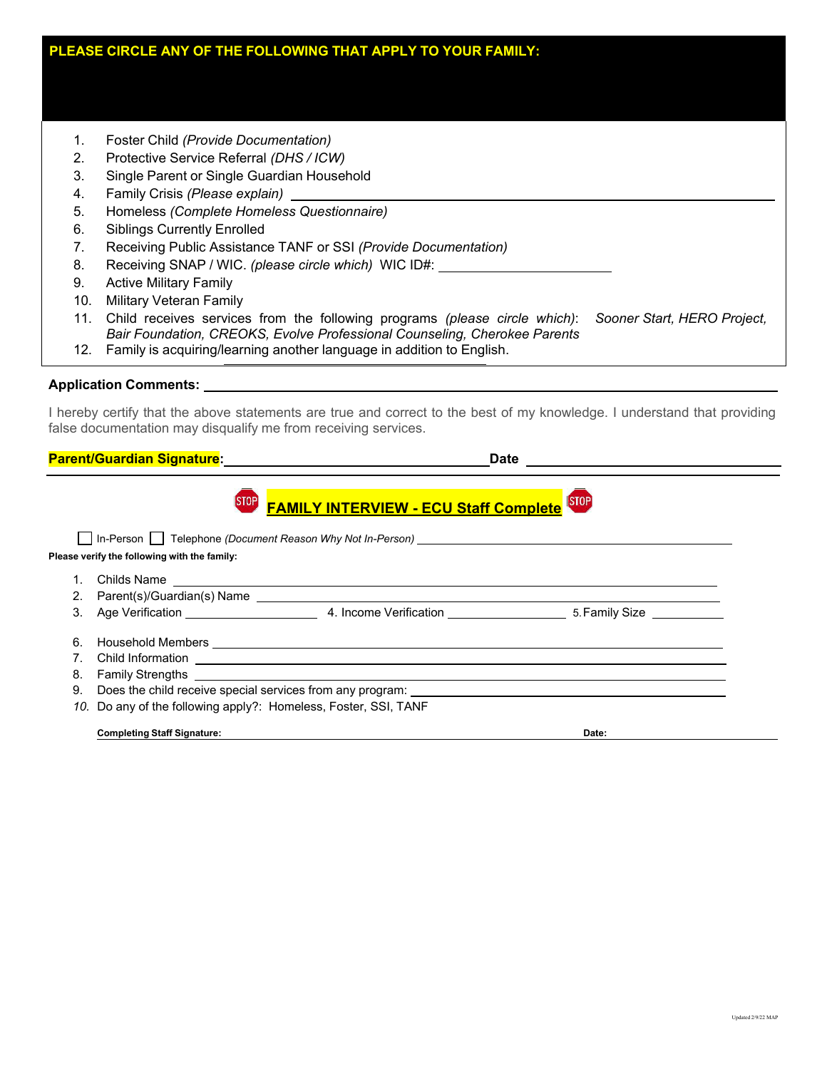**PLEASE CIRCLE ANY OF THE FOLLOWING THAT APPLY TO YOUR FAMILY:**

1. Foster Child *(Provide Documentation)*
2. Protective Service Referral *(DHS / ICW)*
3. Single Parent or Single Guardian Household
4. Family Crisis *(Please explain)* ______________________________
5. Homeless *(Complete Homeless Questionnaire)*
6. Siblings Currently Enrolled
7. Receiving Public Assistance TANF or SSI *(Provide Documentation)*
8. Receiving SNAP / WIC. *(please circle which)* WIC ID#: ______________
9. Active Military Family
10. Military Veteran Family
11. Child receives services from the following programs *(please circle which)*: *Sooner Start, HERO Project, Bair Foundation, CREOKS, Evolve Professional Counseling, Cherokee Parents*
12. Family is acquiring/learning another language in addition to English.

**Application Comments:** ______________________________

I hereby certify that the above statements are true and correct to the best of my knowledge. I understand that providing false documentation may disqualify me from receiving services.

**Parent/Guardian Signature:** ______________________ **Date** ______________

## FAMILY INTERVIEW - ECU Staff Complete

☐ In-Person ☐ Telephone *(Document Reason Why Not In-Person)* ______________________

**Please verify the following with the family:**

1. Childs Name ______________________
2. Parent(s)/Guardian(s) Name ______________________
3. Age Verification ______________ 4. Income Verification ______________ 5. Family Size ________
6. Household Members ______________________
7. Child Information ______________________
8. Family Strengths ______________________
9. Does the child receive special services from any program: ______________________
10. Do any of the following apply?: Homeless, Foster, SSI, TANF

**Completing Staff Signature:** ______________________ **Date:** ______________

Updated 2/9/22 MAP